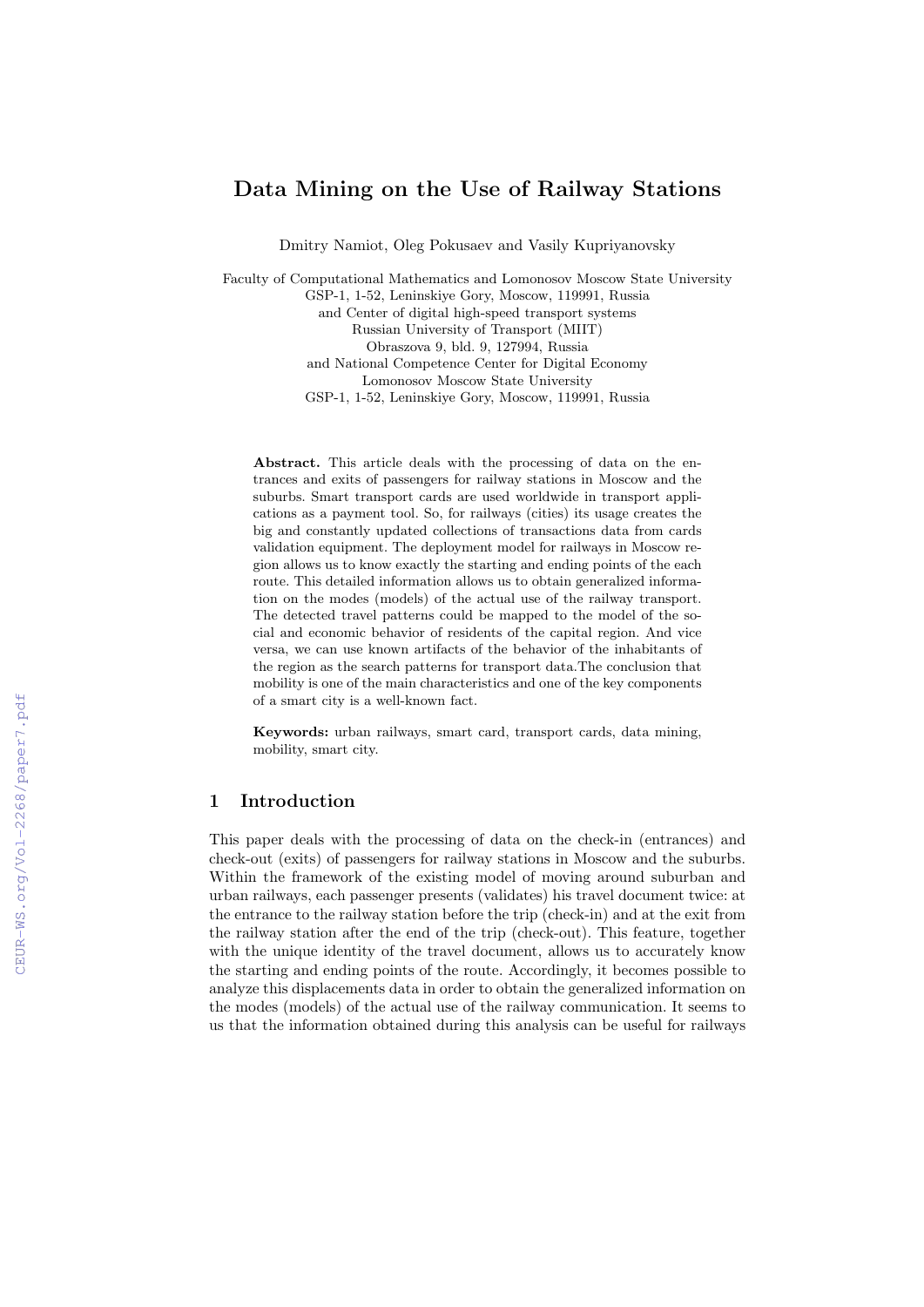# Data Mining on the Use of Railway Stations

Dmitry Namiot, Oleg Pokusaev and Vasily Kupriyanovsky

Faculty of Computational Mathematics and Lomonosov Moscow State University
GSP-1, 1-52, Leninskiye Gory, Moscow, 119991, Russia
and Center of digital high-speed transport systems
Russian University of Transport (MIIT)
Obraszova 9, bld. 9, 127994, Russia
and National Competence Center for Digital Economy
Lomonosov Moscow State University
GSP-1, 1-52, Leninskiye Gory, Moscow, 119991, Russia

**Abstract.** This article deals with the processing of data on the entrances and exits of passengers for railway stations in Moscow and the suburbs. Smart transport cards are used worldwide in transport applications as a payment tool. So, for railways (cities) its usage creates the big and constantly updated collections of transactions data from cards validation equipment. The deployment model for railways in Moscow region allows us to know exactly the starting and ending points of the each route. This detailed information allows us to obtain generalized information on the modes (models) of the actual use of the railway transport. The detected travel patterns could be mapped to the model of the social and economic behavior of residents of the capital region. And vice versa, we can use known artifacts of the behavior of the inhabitants of the region as the search patterns for transport data.The conclusion that mobility is one of the main characteristics and one of the key components of a smart city is a well-known fact.

**Keywords:** urban railways, smart card, transport cards, data mining, mobility, smart city.

## 1 Introduction

This paper deals with the processing of data on the check-in (entrances) and check-out (exits) of passengers for railway stations in Moscow and the suburbs. Within the framework of the existing model of moving around suburban and urban railways, each passenger presents (validates) his travel document twice: at the entrance to the railway station before the trip (check-in) and at the exit from the railway station after the end of the trip (check-out). This feature, together with the unique identity of the travel document, allows us to accurately know the starting and ending points of the route. Accordingly, it becomes possible to analyze this displacements data in order to obtain the generalized information on the modes (models) of the actual use of the railway communication. It seems to us that the information obtained during this analysis can be useful for railways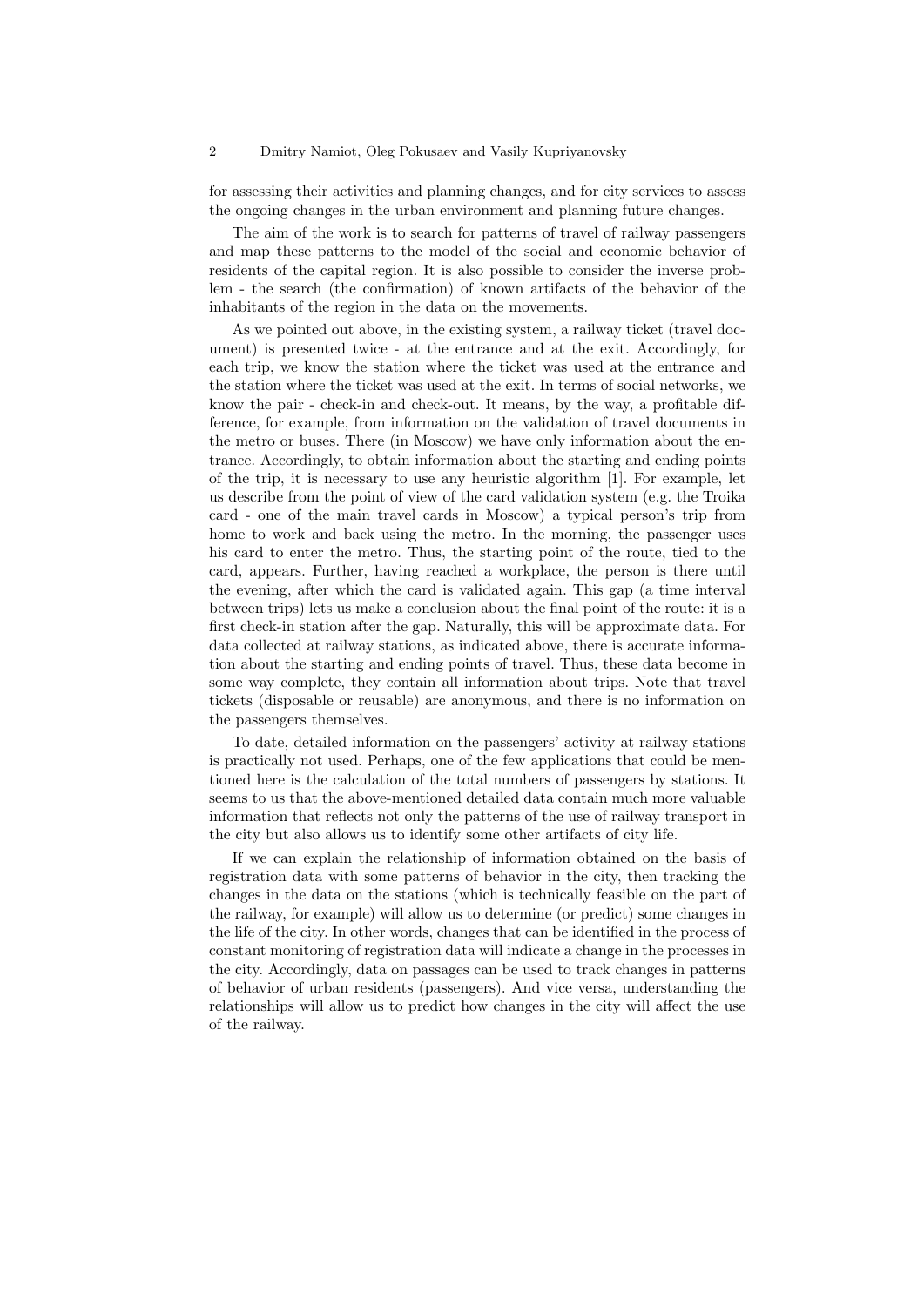for assessing their activities and planning changes, and for city services to assess the ongoing changes in the urban environment and planning future changes.

The aim of the work is to search for patterns of travel of railway passengers and map these patterns to the model of the social and economic behavior of residents of the capital region. It is also possible to consider the inverse problem - the search (the confirmation) of known artifacts of the behavior of the inhabitants of the region in the data on the movements.

As we pointed out above, in the existing system, a railway ticket (travel document) is presented twice - at the entrance and at the exit. Accordingly, for each trip, we know the station where the ticket was used at the entrance and the station where the ticket was used at the exit. In terms of social networks, we know the pair - check-in and check-out. It means, by the way, a profitable difference, for example, from information on the validation of travel documents in the metro or buses. There (in Moscow) we have only information about the entrance. Accordingly, to obtain information about the starting and ending points of the trip, it is necessary to use any heuristic algorithm [1]. For example, let us describe from the point of view of the card validation system (e.g. the Troika card - one of the main travel cards in Moscow) a typical person's trip from home to work and back using the metro. In the morning, the passenger uses his card to enter the metro. Thus, the starting point of the route, tied to the card, appears. Further, having reached a workplace, the person is there until the evening, after which the card is validated again. This gap (a time interval between trips) lets us make a conclusion about the final point of the route: it is a first check-in station after the gap. Naturally, this will be approximate data. For data collected at railway stations, as indicated above, there is accurate information about the starting and ending points of travel. Thus, these data become in some way complete, they contain all information about trips. Note that travel tickets (disposable or reusable) are anonymous, and there is no information on the passengers themselves.

To date, detailed information on the passengers' activity at railway stations is practically not used. Perhaps, one of the few applications that could be mentioned here is the calculation of the total numbers of passengers by stations. It seems to us that the above-mentioned detailed data contain much more valuable information that reflects not only the patterns of the use of railway transport in the city but also allows us to identify some other artifacts of city life.

If we can explain the relationship of information obtained on the basis of registration data with some patterns of behavior in the city, then tracking the changes in the data on the stations (which is technically feasible on the part of the railway, for example) will allow us to determine (or predict) some changes in the life of the city. In other words, changes that can be identified in the process of constant monitoring of registration data will indicate a change in the processes in the city. Accordingly, data on passages can be used to track changes in patterns of behavior of urban residents (passengers). And vice versa, understanding the relationships will allow us to predict how changes in the city will affect the use of the railway.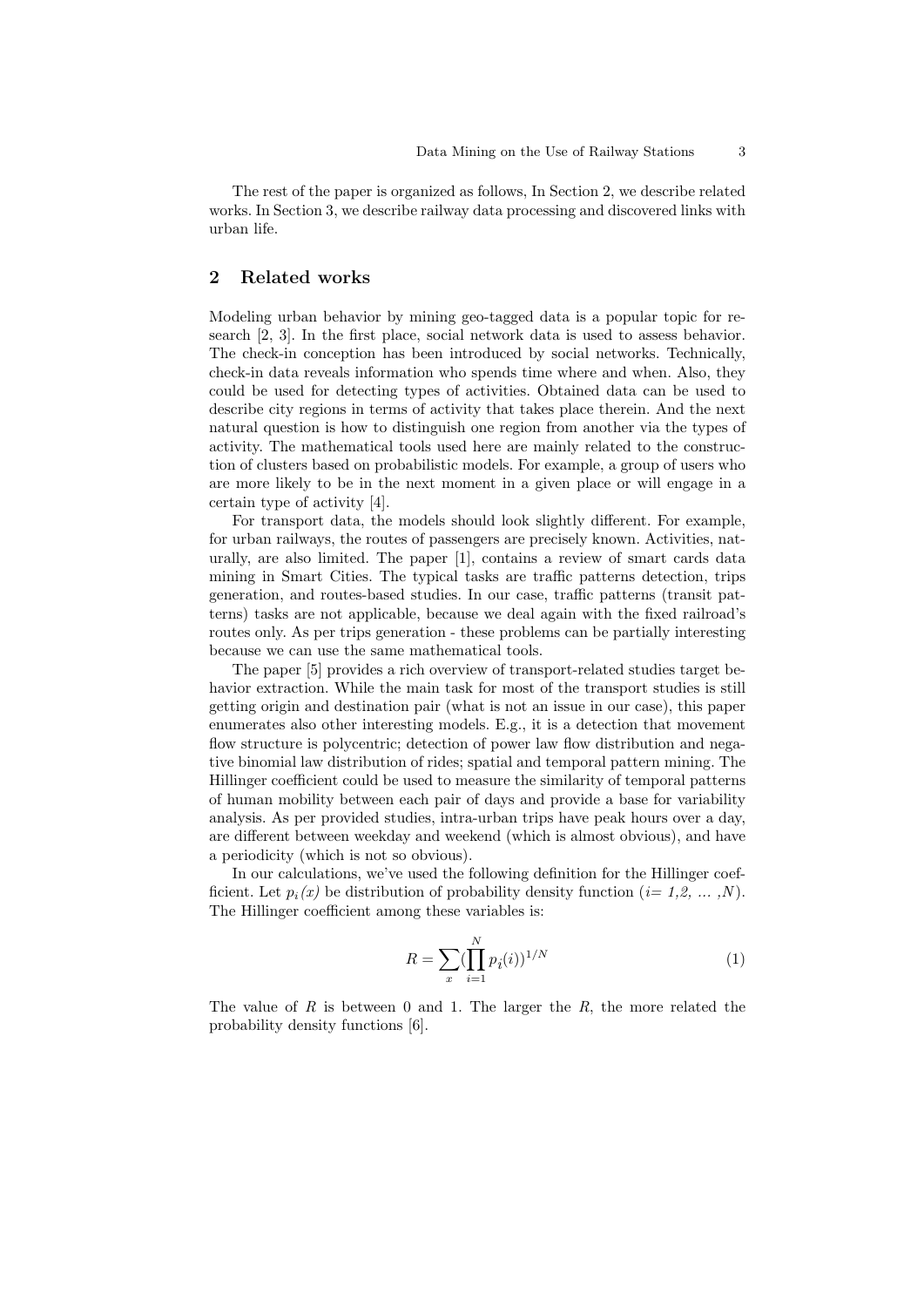The rest of the paper is organized as follows, In Section 2, we describe related works. In Section 3, we describe railway data processing and discovered links with urban life.

## 2 Related works

Modeling urban behavior by mining geo-tagged data is a popular topic for research [2, 3]. In the first place, social network data is used to assess behavior. The check-in conception has been introduced by social networks. Technically, check-in data reveals information who spends time where and when. Also, they could be used for detecting types of activities. Obtained data can be used to describe city regions in terms of activity that takes place therein. And the next natural question is how to distinguish one region from another via the types of activity. The mathematical tools used here are mainly related to the construction of clusters based on probabilistic models. For example, a group of users who are more likely to be in the next moment in a given place or will engage in a certain type of activity [4].

For transport data, the models should look slightly different. For example, for urban railways, the routes of passengers are precisely known. Activities, naturally, are also limited. The paper [1], contains a review of smart cards data mining in Smart Cities. The typical tasks are traffic patterns detection, trips generation, and routes-based studies. In our case, traffic patterns (transit patterns) tasks are not applicable, because we deal again with the fixed railroad's routes only. As per trips generation - these problems can be partially interesting because we can use the same mathematical tools.

The paper [5] provides a rich overview of transport-related studies target behavior extraction. While the main task for most of the transport studies is still getting origin and destination pair (what is not an issue in our case), this paper enumerates also other interesting models. E.g., it is a detection that movement flow structure is polycentric; detection of power law flow distribution and negative binomial law distribution of rides; spatial and temporal pattern mining. The Hillinger coefficient could be used to measure the similarity of temporal patterns of human mobility between each pair of days and provide a base for variability analysis. As per provided studies, intra-urban trips have peak hours over a day, are different between weekday and weekend (which is almost obvious), and have a periodicity (which is not so obvious).

In our calculations, we've used the following definition for the Hillinger coefficient. Let $p_i(x)$ be distribution of probability density function ($i= 1,2, \ldots ,N$). The Hillinger coefficient among these variables is:

$$R = \sum_{x} (\prod_{i=1}^{N} p_i(i))^{1/N} \tag{1}$$

The value of $R$ is between 0 and 1. The larger the $R$, the more related the probability density functions [6].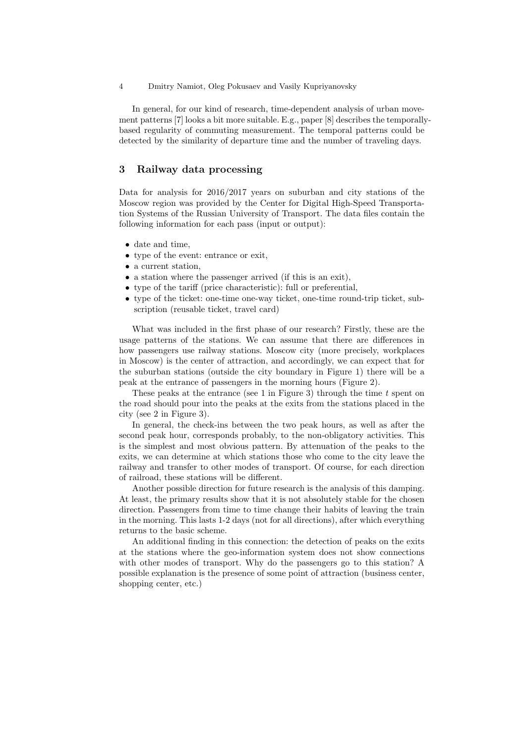In general, for our kind of research, time-dependent analysis of urban movement patterns [7] looks a bit more suitable. E.g., paper [8] describes the temporally-based regularity of commuting measurement. The temporal patterns could be detected by the similarity of departure time and the number of traveling days.

## 3 Railway data processing

Data for analysis for 2016/2017 years on suburban and city stations of the Moscow region was provided by the Center for Digital High-Speed Transportation Systems of the Russian University of Transport. The data files contain the following information for each pass (input or output):

- date and time,
- type of the event: entrance or exit,
- a current station,
- a station where the passenger arrived (if this is an exit),
- type of the tariff (price characteristic): full or preferential,
- type of the ticket: one-time one-way ticket, one-time round-trip ticket, subscription (reusable ticket, travel card)

What was included in the first phase of our research? Firstly, these are the usage patterns of the stations. We can assume that there are differences in how passengers use railway stations. Moscow city (more precisely, workplaces in Moscow) is the center of attraction, and accordingly, we can expect that for the suburban stations (outside the city boundary in Figure 1) there will be a peak at the entrance of passengers in the morning hours (Figure 2).

These peaks at the entrance (see 1 in Figure 3) through the time $t$ spent on the road should pour into the peaks at the exits from the stations placed in the city (see 2 in Figure 3).

In general, the check-ins between the two peak hours, as well as after the second peak hour, corresponds probably, to the non-obligatory activities. This is the simplest and most obvious pattern. By attenuation of the peaks to the exits, we can determine at which stations those who come to the city leave the railway and transfer to other modes of transport. Of course, for each direction of railroad, these stations will be different.

Another possible direction for future research is the analysis of this damping. At least, the primary results show that it is not absolutely stable for the chosen direction. Passengers from time to time change their habits of leaving the train in the morning. This lasts 1-2 days (not for all directions), after which everything returns to the basic scheme.

An additional finding in this connection: the detection of peaks on the exits at the stations where the geo-information system does not show connections with other modes of transport. Why do the passengers go to this station? A possible explanation is the presence of some point of attraction (business center, shopping center, etc.)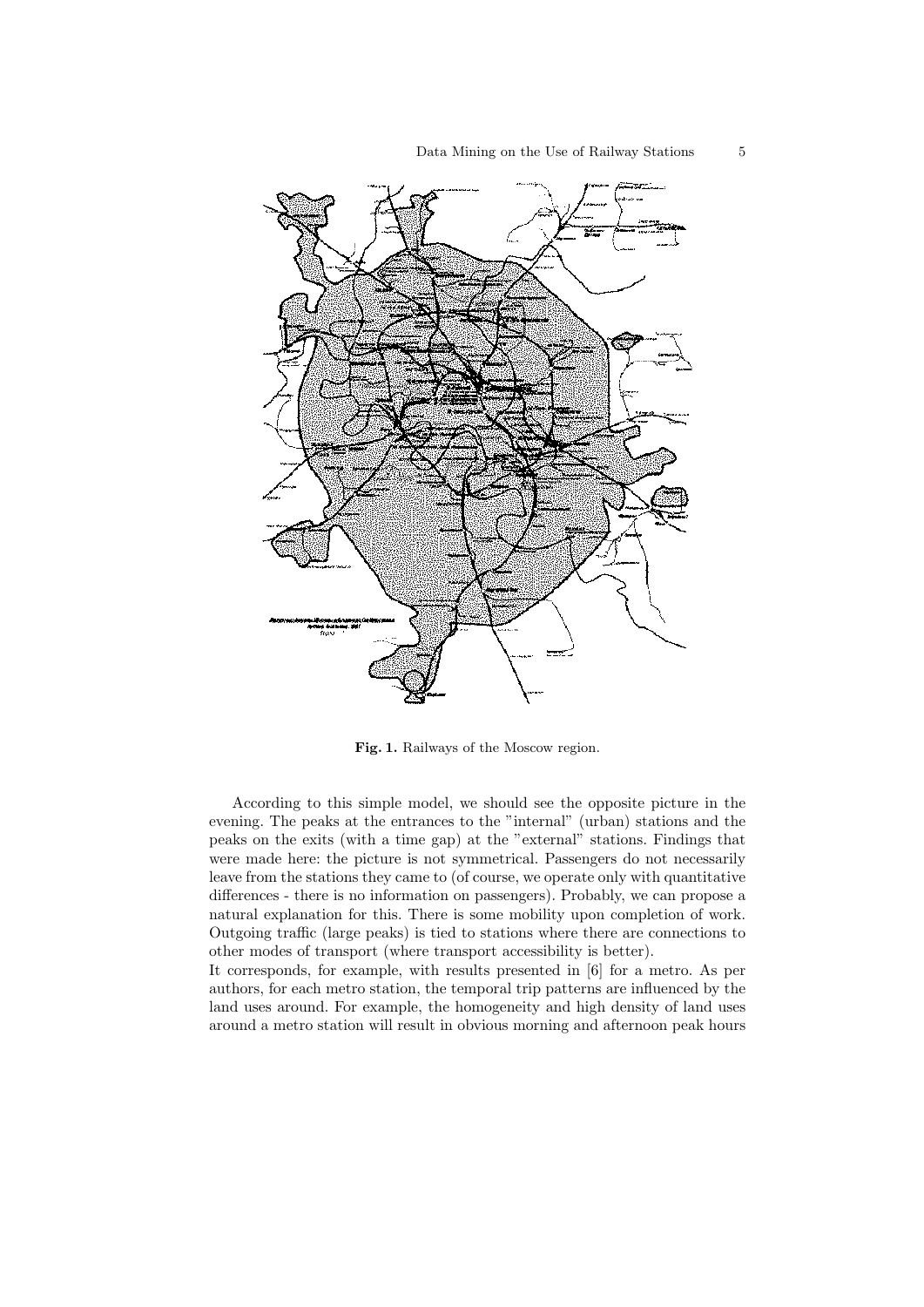**Fig. 1.** Railways of the Moscow region.

According to this simple model, we should see the opposite picture in the evening. The peaks at the entrances to the "internal" (urban) stations and the peaks on the exits (with a time gap) at the "external" stations. Findings that were made here: the picture is not symmetrical. Passengers do not necessarily leave from the stations they came to (of course, we operate only with quantitative differences - there is no information on passengers). Probably, we can propose a natural explanation for this. There is some mobility upon completion of work. Outgoing traffic (large peaks) is tied to stations where there are connections to other modes of transport (where transport accessibility is better).

It corresponds, for example, with results presented in [6] for a metro. As per authors, for each metro station, the temporal trip patterns are influenced by the land uses around. For example, the homogeneity and high density of land uses around a metro station will result in obvious morning and afternoon peak hours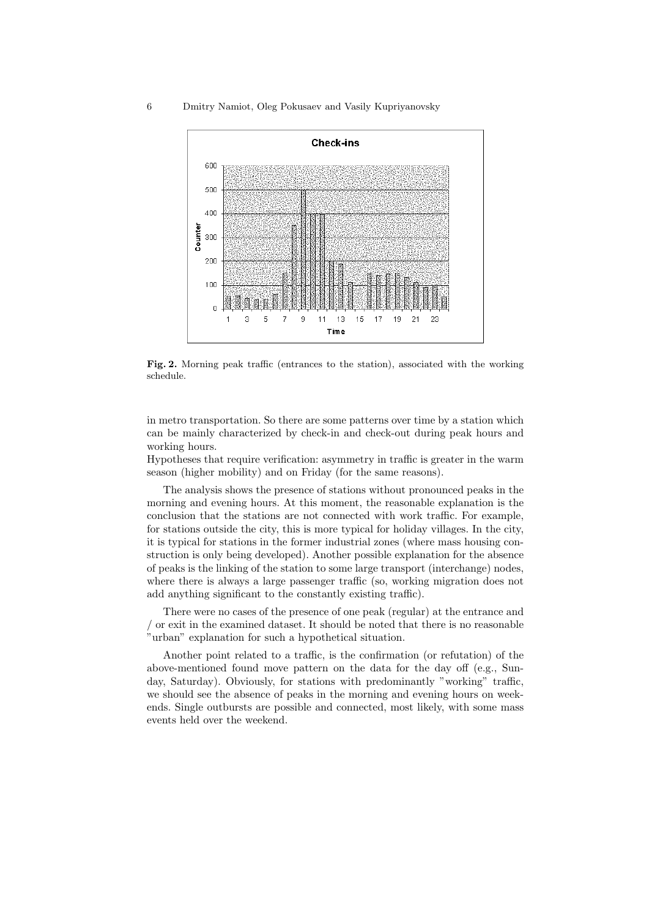**Fig. 2.** Morning peak traffic (entrances to the station), associated with the working schedule.

in metro transportation. So there are some patterns over time by a station which can be mainly characterized by check-in and check-out during peak hours and working hours.
Hypotheses that require verification: asymmetry in traffic is greater in the warm season (higher mobility) and on Friday (for the same reasons).

The analysis shows the presence of stations without pronounced peaks in the morning and evening hours. At this moment, the reasonable explanation is the conclusion that the stations are not connected with work traffic. For example, for stations outside the city, this is more typical for holiday villages. In the city, it is typical for stations in the former industrial zones (where mass housing construction is only being developed). Another possible explanation for the absence of peaks is the linking of the station to some large transport (interchange) nodes, where there is always a large passenger traffic (so, working migration does not add anything significant to the constantly existing traffic).

There were no cases of the presence of one peak (regular) at the entrance and / or exit in the examined dataset. It should be noted that there is no reasonable "urban" explanation for such a hypothetical situation.

Another point related to a traffic, is the confirmation (or refutation) of the above-mentioned found move pattern on the data for the day off (e.g., Sunday, Saturday). Obviously, for stations with predominantly "working" traffic, we should see the absence of peaks in the morning and evening hours on weekends. Single outbursts are possible and connected, most likely, with some mass events held over the weekend.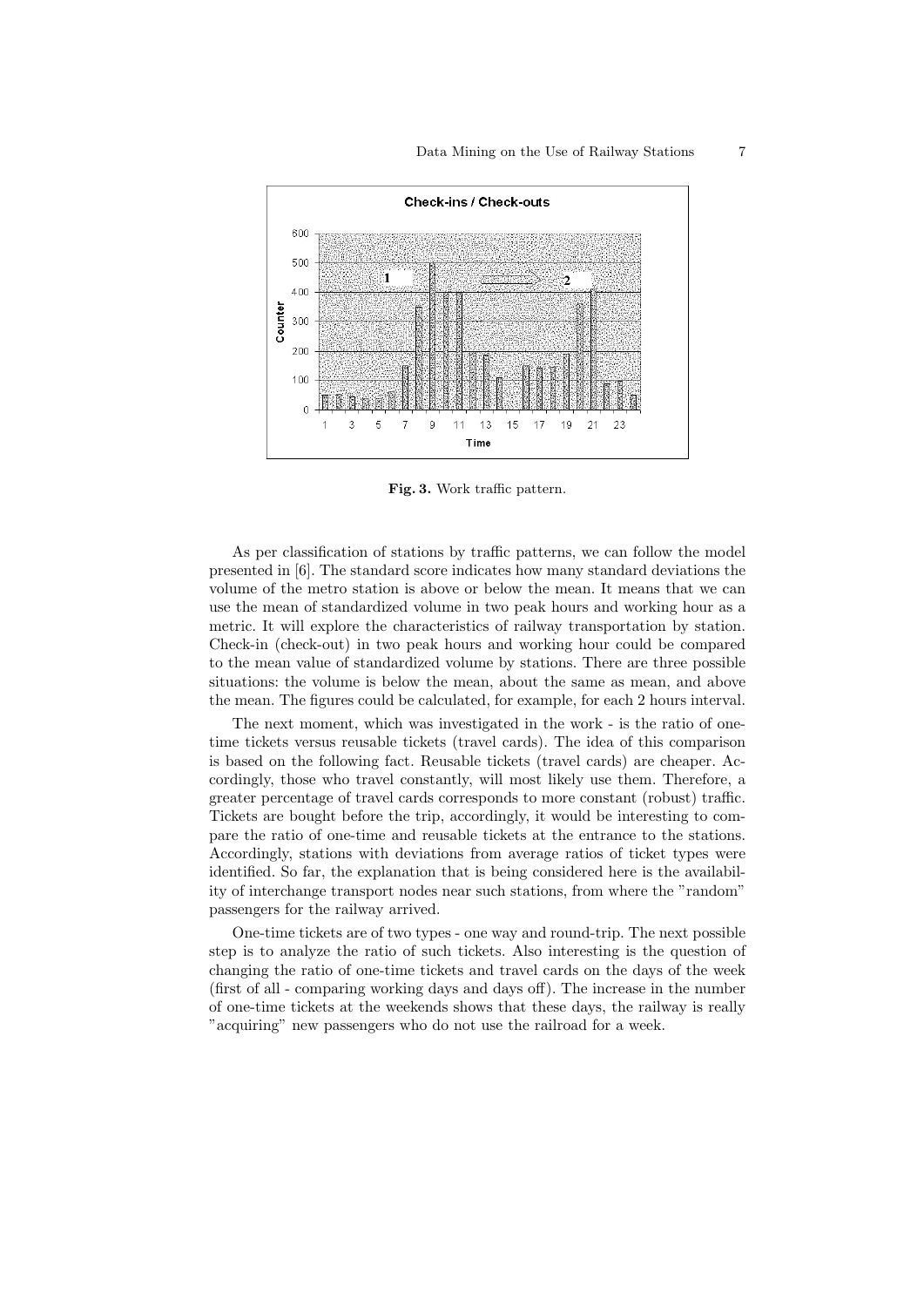**Fig. 3.** Work traffic pattern.

As per classification of stations by traffic patterns, we can follow the model presented in [6]. The standard score indicates how many standard deviations the volume of the metro station is above or below the mean. It means that we can use the mean of standardized volume in two peak hours and working hour as a metric. It will explore the characteristics of railway transportation by station. Check-in (check-out) in two peak hours and working hour could be compared to the mean value of standardized volume by stations. There are three possible situations: the volume is below the mean, about the same as mean, and above the mean. The figures could be calculated, for example, for each 2 hours interval.

The next moment, which was investigated in the work - is the ratio of one-time tickets versus reusable tickets (travel cards). The idea of this comparison is based on the following fact. Reusable tickets (travel cards) are cheaper. Accordingly, those who travel constantly, will most likely use them. Therefore, a greater percentage of travel cards corresponds to more constant (robust) traffic. Tickets are bought before the trip, accordingly, it would be interesting to compare the ratio of one-time and reusable tickets at the entrance to the stations. Accordingly, stations with deviations from average ratios of ticket types were identified. So far, the explanation that is being considered here is the availability of interchange transport nodes near such stations, from where the "random" passengers for the railway arrived.

One-time tickets are of two types - one way and round-trip. The next possible step is to analyze the ratio of such tickets. Also interesting is the question of changing the ratio of one-time tickets and travel cards on the days of the week (first of all - comparing working days and days off). The increase in the number of one-time tickets at the weekends shows that these days, the railway is really "acquiring" new passengers who do not use the railroad for a week.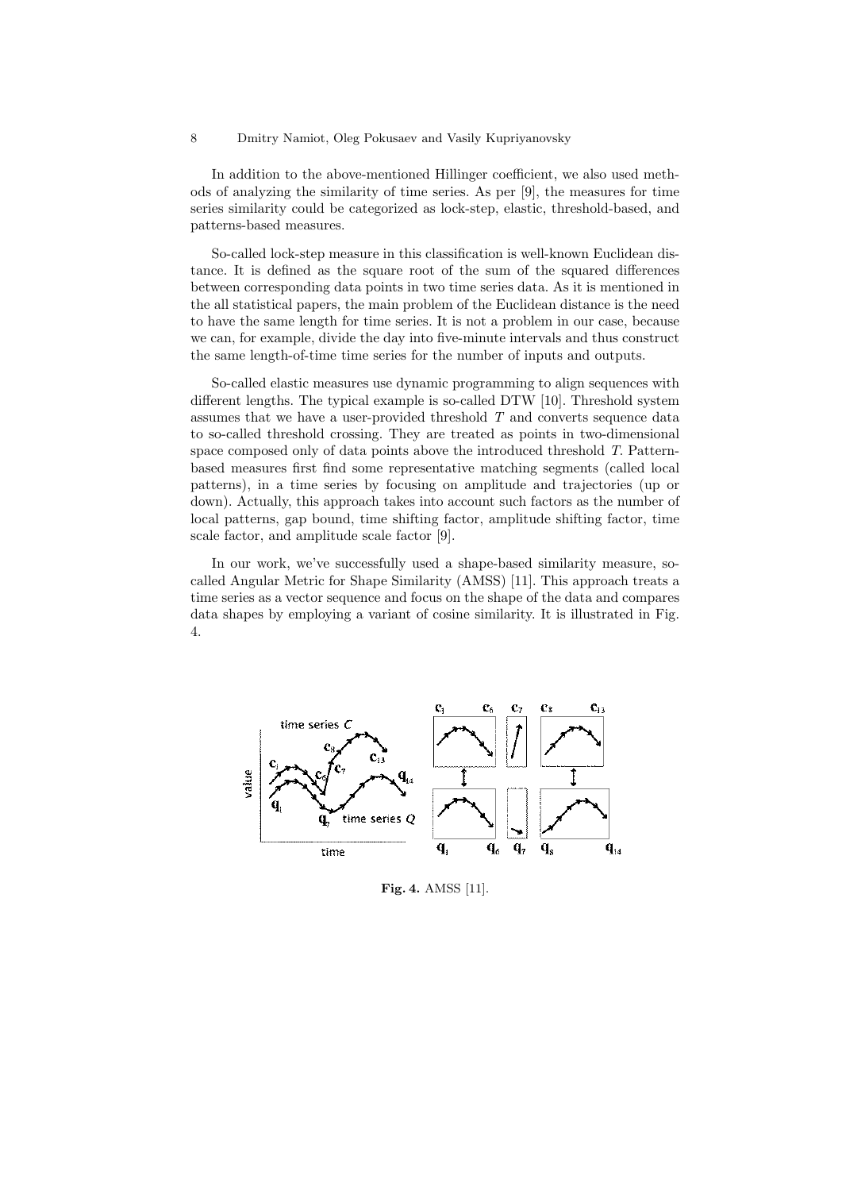In addition to the above-mentioned Hillinger coefficient, we also used methods of analyzing the similarity of time series. As per [9], the measures for time series similarity could be categorized as lock-step, elastic, threshold-based, and patterns-based measures.

So-called lock-step measure in this classification is well-known Euclidean distance. It is defined as the square root of the sum of the squared differences between corresponding data points in two time series data. As it is mentioned in the all statistical papers, the main problem of the Euclidean distance is the need to have the same length for time series. It is not a problem in our case, because we can, for example, divide the day into five-minute intervals and thus construct the same length-of-time time series for the number of inputs and outputs.

So-called elastic measures use dynamic programming to align sequences with different lengths. The typical example is so-called DTW [10]. Threshold system assumes that we have a user-provided threshold $T$ and converts sequence data to so-called threshold crossing. They are treated as points in two-dimensional space composed only of data points above the introduced threshold $T$. Pattern-based measures first find some representative matching segments (called local patterns), in a time series by focusing on amplitude and trajectories (up or down). Actually, this approach takes into account such factors as the number of local patterns, gap bound, time shifting factor, amplitude shifting factor, time scale factor, and amplitude scale factor [9].

In our work, we've successfully used a shape-based similarity measure, so-called Angular Metric for Shape Similarity (AMSS) [11]. This approach treats a time series as a vector sequence and focus on the shape of the data and compares data shapes by employing a variant of cosine similarity. It is illustrated in Fig. 4.

**Fig. 4.** AMSS [11].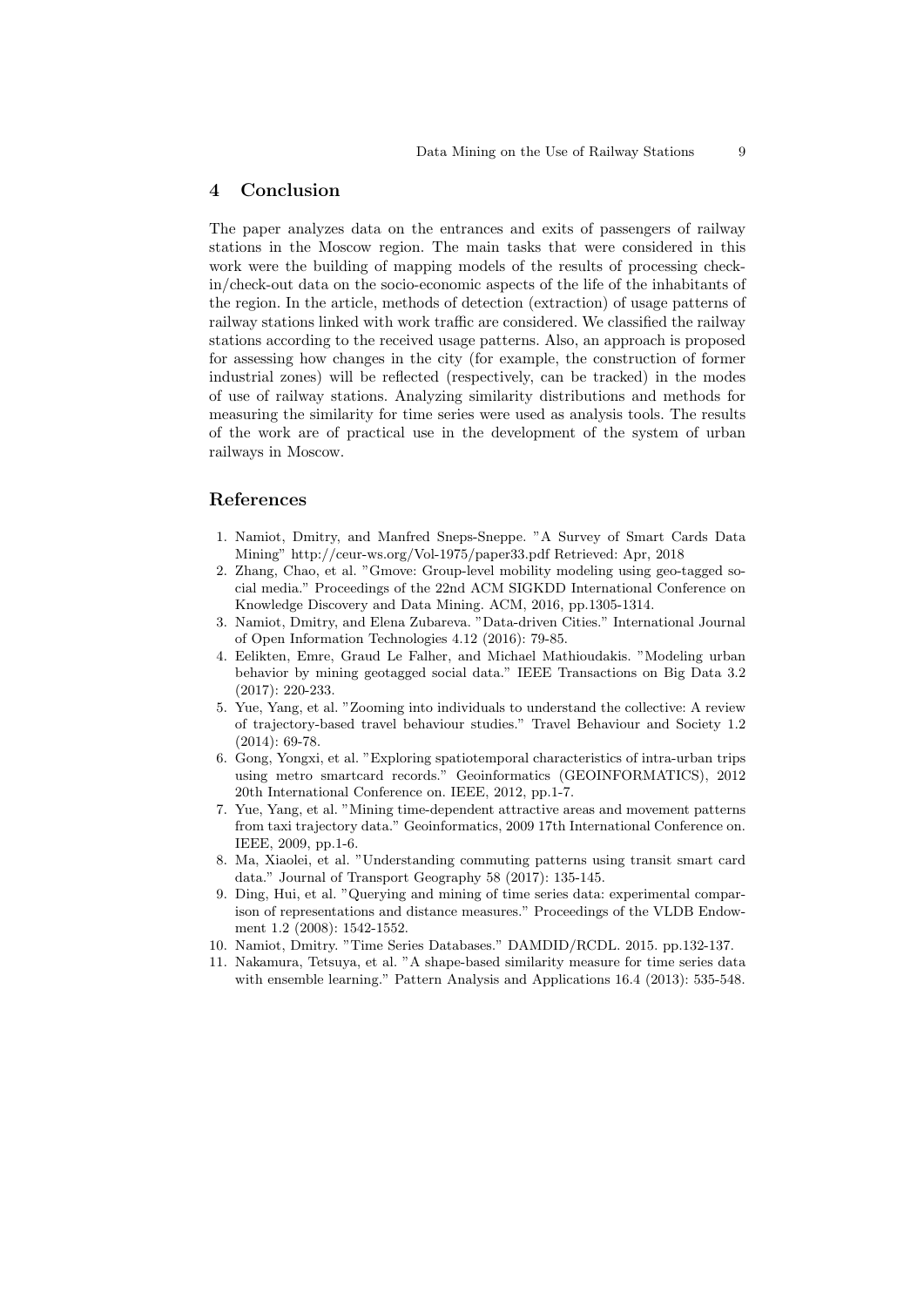## 4 Conclusion

The paper analyzes data on the entrances and exits of passengers of railway stations in the Moscow region. The main tasks that were considered in this work were the building of mapping models of the results of processing check-in/check-out data on the socio-economic aspects of the life of the inhabitants of the region. In the article, methods of detection (extraction) of usage patterns of railway stations linked with work traffic are considered. We classified the railway stations according to the received usage patterns. Also, an approach is proposed for assessing how changes in the city (for example, the construction of former industrial zones) will be reflected (respectively, can be tracked) in the modes of use of railway stations. Analyzing similarity distributions and methods for measuring the similarity for time series were used as analysis tools. The results of the work are of practical use in the development of the system of urban railways in Moscow.

## References

1. Namiot, Dmitry, and Manfred Sneps-Sneppe. "A Survey of Smart Cards Data Mining" http://ceur-ws.org/Vol-1975/paper33.pdf Retrieved: Apr, 2018
2. Zhang, Chao, et al. "Gmove: Group-level mobility modeling using geo-tagged social media." Proceedings of the 22nd ACM SIGKDD International Conference on Knowledge Discovery and Data Mining. ACM, 2016, pp.1305-1314.
3. Namiot, Dmitry, and Elena Zubareva. "Data-driven Cities." International Journal of Open Information Technologies 4.12 (2016): 79-85.
4. Eelikten, Emre, Graud Le Falher, and Michael Mathioudakis. "Modeling urban behavior by mining geotagged social data." IEEE Transactions on Big Data 3.2 (2017): 220-233.
5. Yue, Yang, et al. "Zooming into individuals to understand the collective: A review of trajectory-based travel behaviour studies." Travel Behaviour and Society 1.2 (2014): 69-78.
6. Gong, Yongxi, et al. "Exploring spatiotemporal characteristics of intra-urban trips using metro smartcard records." Geoinformatics (GEOINFORMATICS), 2012 20th International Conference on. IEEE, 2012, pp.1-7.
7. Yue, Yang, et al. "Mining time-dependent attractive areas and movement patterns from taxi trajectory data." Geoinformatics, 2009 17th International Conference on. IEEE, 2009, pp.1-6.
8. Ma, Xiaolei, et al. "Understanding commuting patterns using transit smart card data." Journal of Transport Geography 58 (2017): 135-145.
9. Ding, Hui, et al. "Querying and mining of time series data: experimental comparison of representations and distance measures." Proceedings of the VLDB Endowment 1.2 (2008): 1542-1552.
10. Namiot, Dmitry. "Time Series Databases." DAMDID/RCDL. 2015. pp.132-137.
11. Nakamura, Tetsuya, et al. "A shape-based similarity measure for time series data with ensemble learning." Pattern Analysis and Applications 16.4 (2013): 535-548.